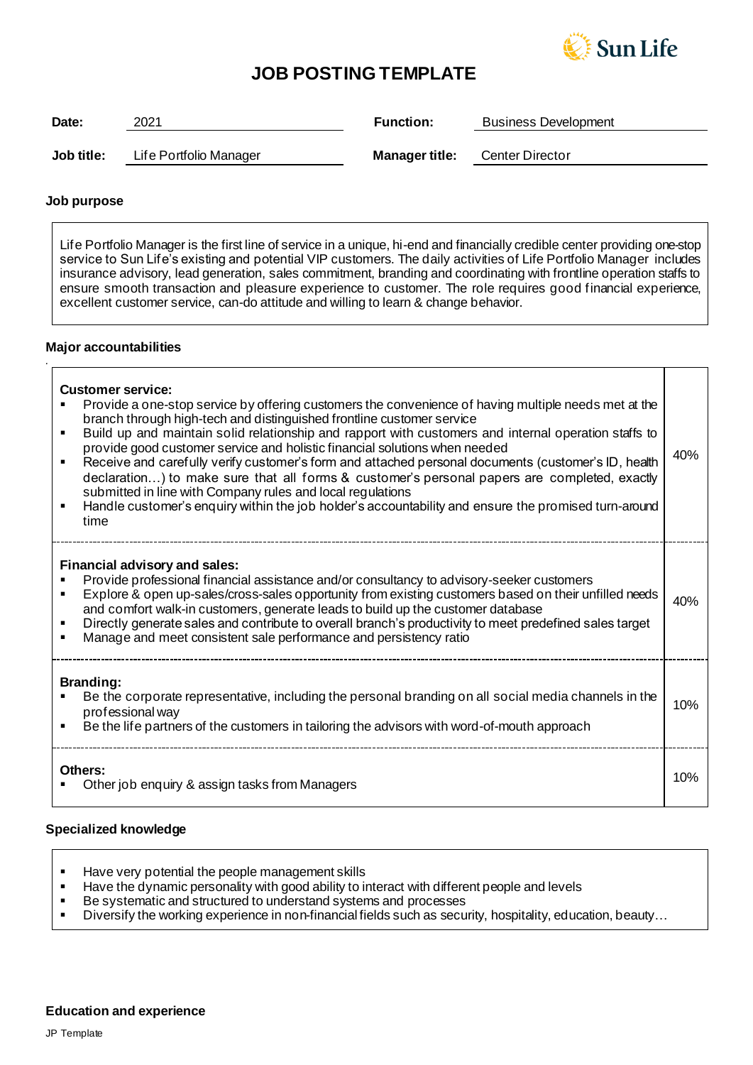# JOB POSTING TEMPLATE

| | | | |
|---|---|---|---|
| **Date:** | 2021 | **Function:** | Business Development |
| **Job title:** | Life Portfolio Manager | **Manager title:** | Center Director |

### Job purpose

Life Portfolio Manager is the first line of service in a unique, hi-end and financially credible center providing one-stop service to Sun Life's existing and potential VIP customers. The daily activities of Life Portfolio Manager includes insurance advisory, lead generation, sales commitment, branding and coordinating with frontline operation staffs to ensure smooth transaction and pleasure experience to customer. The role requires good financial experience, excellent customer service, can-do attitude and willing to learn & change behavior.

### Major accountabilities

| Accountability | % |
|---|---|
| **Customer service:**<br>▪ Provide a one-stop service by offering customers the convenience of having multiple needs met at the branch through high-tech and distinguished frontline customer service<br>▪ Build up and maintain solid relationship and rapport with customers and internal operation staffs to provide good customer service and holistic financial solutions when needed<br>▪ Receive and carefully verify customer's form and attached personal documents (customer's ID, health declaration…) to make sure that all forms & customer's personal papers are completed, exactly submitted in line with Company rules and local regulations<br>▪ Handle customer's enquiry within the job holder's accountability and ensure the promised turn-around time | 40% |
| **Financial advisory and sales:**<br>▪ Provide professional financial assistance and/or consultancy to advisory-seeker customers<br>▪ Explore & open up-sales/cross-sales opportunity from existing customers based on their unfilled needs and comfort walk-in customers, generate leads to build up the customer database<br>▪ Directly generate sales and contribute to overall branch's productivity to meet predefined sales target<br>▪ Manage and meet consistent sale performance and persistency ratio | 40% |
| **Branding:**<br>▪ Be the corporate representative, including the personal branding on all social media channels in the professional way<br>▪ Be the life partners of the customers in tailoring the advisors with word-of-mouth approach | 10% |
| **Others:**<br>▪ Other job enquiry & assign tasks from Managers | 10% |

### Specialized knowledge

- Have very potential the people management skills
- Have the dynamic personality with good ability to interact with different people and levels
- Be systematic and structured to understand systems and processes
- Diversify the working experience in non-financial fields such as security, hospitality, education, beauty…

### Education and experience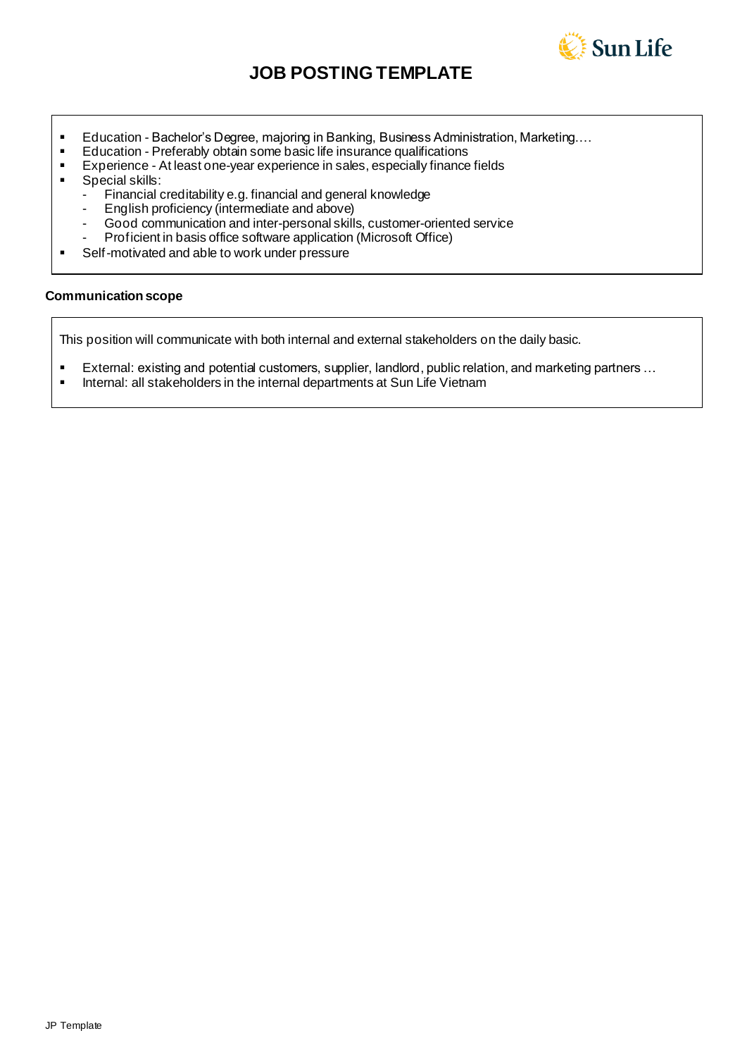# JOB POSTING TEMPLATE

- Education - Bachelor's Degree, majoring in Banking, Business Administration, Marketing….
- Education - Preferably obtain some basic life insurance qualifications
- Experience - At least one-year experience in sales, especially finance fields
- Special skills:
  - Financial creditability e.g. financial and general knowledge
  - English proficiency (intermediate and above)
  - Good communication and inter-personal skills, customer-oriented service
  - Proficient in basis office software application (Microsoft Office)
- Self-motivated and able to work under pressure

**Communication scope**

This position will communicate with both internal and external stakeholders on the daily basic.

- External: existing and potential customers, supplier, landlord, public relation, and marketing partners …
- Internal: all stakeholders in the internal departments at Sun Life Vietnam